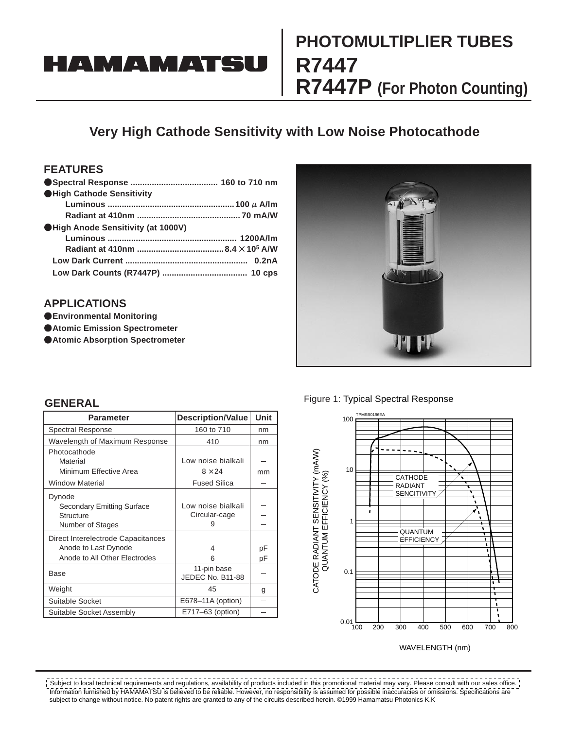# HAMAMATSU

# PHOTOMULTIPLIER TUBES R7447 R7447P (For Photon Counting)

## Very High Cathode Sensitivity with Low Noise Photocathode

## FEATURES

- **Spectral Response .................................... 160 to 710 nm**
- **High Cathode Sensitivity**
  - **Luminous ..................................................... 100 μ A/lm**
  - **Radiant at 410nm ........................................... 70 mA/W**
- **High Anode Sensitivity (at 1000V)**
  - **Luminous ..................................................... 1200A/lm**
  - **Radiant at 410nm .................................... 8.4 × $10^5$ A/W**
- **Low Dark Current ................................................... 0.2nA**
- **Low Dark Counts (R7447P) .................................. 10 cps**

## APPLICATIONS

- **Environmental Monitoring**
- **Atomic Emission Spectrometer**
- **Atomic Absorption Spectrometer**

## GENERAL

| Parameter | Description/Value | Unit |
|---|---|---|
| Spectral Response | 160 to 710 | nm |
| Wavelength of Maximum Response | 410 | nm |
| Photocathode | | |
| Material | Low noise bialkali | – |
| Minimum Effective Area | 8 × 24 | mm |
| Window Material | Fused Silica | – |
| Dynode | | |
| Secondary Emitting Surface | Low noise bialkali | – |
| Structure | Circular-cage | – |
| Number of Stages | 9 | – |
| Direct Interelectrode Capacitances | | |
| Anode to Last Dynode | 4 | pF |
| Anode to All Other Electrodes | 6 | pF |
| Base | 11-pin base JEDEC No. B11-88 | – |
| Weight | 45 | g |
| Suitable Socket | E678–11A (option) | – |
| Suitable Socket Assembly | E717–63 (option) | – |

Figure 1: Typical Spectral Response

Subject to local technical requirements and regulations, availability of products included in this promotional material may vary. Please consult with our sales office. Information furnished by HAMAMATSU is believed to be reliable. However, no responsibility is assumed for possible inaccuracies or omissions. Specifications are subject to change without notice. No patent rights are granted to any of the circuits described herein. ©1999 Hamamatsu Photonics K.K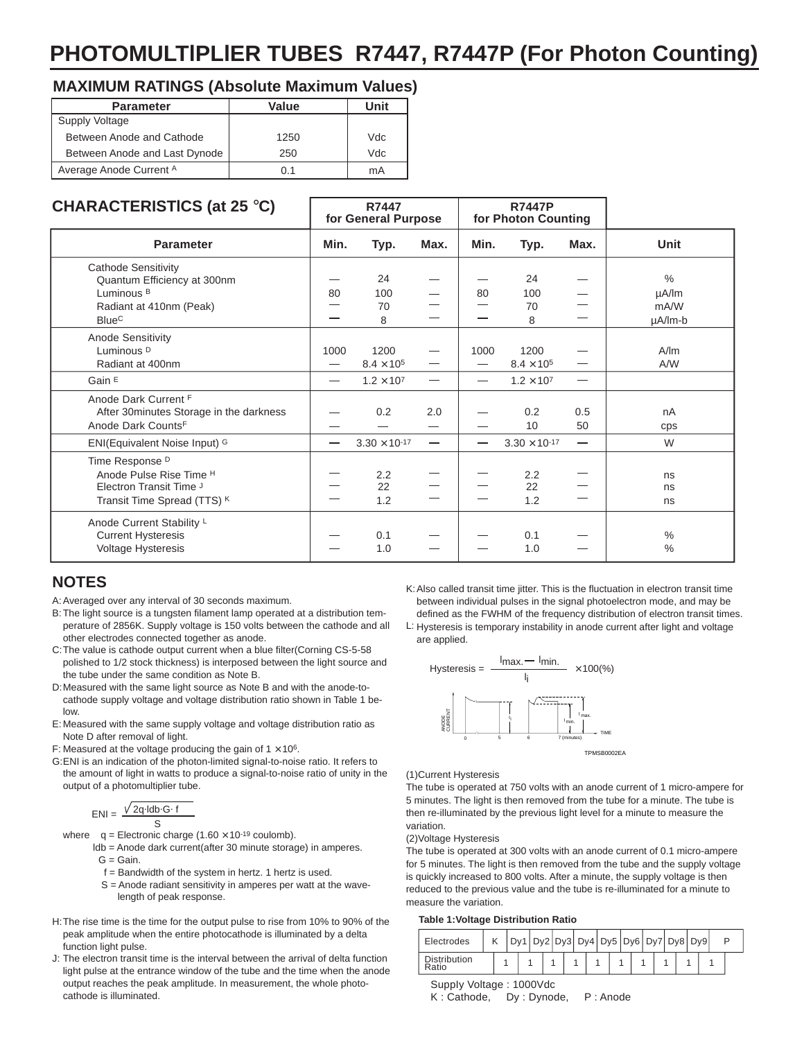# PHOTOMULTIPLIER TUBES R7447, R7447P (For Photon Counting)

## MAXIMUM RATINGS (Absolute Maximum Values)

| Parameter | Value | Unit |
|---|---|---|
| Supply Voltage | | |
| Between Anode and Cathode | 1250 | Vdc |
| Between Anode and Last Dynode | 250 | Vdc |
| Average Anode Current [A] | 0.1 | mA |

## CHARACTERISTICS (at 25 °C)

| Parameter | R7447 for General Purpose | | | R7447P for Photon Counting | | | Unit |
|---|---|---|---|---|---|---|---|
| | Min. | Typ. | Max. | Min. | Typ. | Max. | |
| **Cathode Sensitivity** | | | | | | | |
| Quantum Efficiency at 300nm | — | 24 | — | — | 24 | — | % |
| Luminous [B] | 80 | 100 | — | 80 | 100 | — | µA/lm |
| Radiant at 410nm (Peak) | — | 70 | — | — | 70 | — | mA/W |
| Blue [C] | — | 8 | — | — | 8 | — | µA/lm-b |
| **Anode Sensitivity** | | | | | | | |
| Luminous [D] | 1000 | 1200 | — | 1000 | 1200 | — | A/lm |
| Radiant at 400nm | — | $8.4 \times 10^5$ | — | — | $8.4 \times 10^5$ | — | A/W |
| Gain [E] | — | $1.2 \times 10^7$ | — | — | $1.2 \times 10^7$ | — | |
| **Anode Dark Current** [F] | | | | | | | |
| After 30minutes Storage in the darkness | — | 0.2 | 2.0 | — | 0.2 | 0.5 | nA |
| Anode Dark Counts [F] | — | — | — | — | 10 | 50 | cps |
| ENI(Equivalent Noise Input) [G] | — | $3.30 \times 10^{-17}$ | — | — | $3.30 \times 10^{-17}$ | — | W |
| **Time Response** [D] | | | | | | | |
| Anode Pulse Rise Time [H] | — | 2.2 | — | — | 2.2 | — | ns |
| Electron Transit Time [J] | — | 22 | — | — | 22 | — | ns |
| Transit Time Spread (TTS) [K] | — | 1.2 | — | — | 1.2 | — | ns |
| **Anode Current Stability** [L] | | | | | | | |
| Current Hysteresis | — | 0.1 | — | — | 0.1 | — | % |
| Voltage Hysteresis | — | 1.0 | — | — | 1.0 | — | % |

## NOTES

A: Averaged over any interval of 30 seconds maximum.

B: The light source is a tungsten filament lamp operated at a distribution temperature of 2856K. Supply voltage is 150 volts between the cathode and all other electrodes connected together as anode.

C: The value is cathode output current when a blue filter(Corning CS-5-58 polished to 1/2 stock thickness) is interposed between the light source and the tube under the same condition as Note B.

D: Measured with the same light source as Note B and with the anode-to-cathode supply voltage and voltage distribution ratio shown in Table 1 below.

E: Measured with the same supply voltage and voltage distribution ratio as Note D after removal of light.

F: Measured at the voltage producing the gain of $1 \times 10^6$.

G: ENI is an indication of the photon-limited signal-to-noise ratio. It refers to the amount of light in watts to produce a signal-to-noise ratio of unity in the output of a photomultiplier tube.

$$ENI = \frac{\sqrt{2q \cdot Idb \cdot G \cdot f}}{S}$$

where q = Electronic charge ($1.60 \times 10^{-19}$ coulomb).
Idb = Anode dark current(after 30 minute storage) in amperes.
G = Gain.
f = Bandwidth of the system in hertz. 1 hertz is used.
S = Anode radiant sensitivity in amperes per watt at the wavelength of peak response.

H: The rise time is the time for the output pulse to rise from 10% to 90% of the peak amplitude when the entire photocathode is illuminated by a delta function light pulse.

J: The electron transit time is the interval between the arrival of delta function light pulse at the entrance window of the tube and the time when the anode output reaches the peak amplitude. In measurement, the whole photocathode is illuminated.

K: Also called transit time jitter. This is the fluctuation in electron transit time between individual pulses in the signal photoelectron mode, and may be defined as the FWHM of the frequency distribution of electron transit times.

L: Hysteresis is temporary instability in anode current after light and voltage are applied.

$$\text{Hysteresis} = \frac{I_{max.} - I_{min.}}{I_i} \times 100(\%)$$

ANODE CURRENT, $I_i$, $I_{max.}$, $I_{min.}$, TIME, 0, 5, 6, 7 (minutes)

TPMSB0002EA

(1)Current Hysteresis
The tube is operated at 750 volts with an anode current of 1 micro-ampere for 5 minutes. The light is then removed from the tube for a minute. The tube is then re-illuminated by the previous light level for a minute to measure the variation.

(2)Voltage Hysteresis
The tube is operated at 300 volts with an anode current of 0.1 micro-ampere for 5 minutes. The light is then removed from the tube and the supply voltage is quickly increased to 800 volts. After a minute, the supply voltage is then reduced to the previous value and the tube is re-illuminated for a minute to measure the variation.

**Table 1:Voltage Distribution Ratio**

| Electrodes | K | | Dy1 | | Dy2 | | Dy3 | | Dy4 | | Dy5 | | Dy6 | | Dy7 | | Dy8 | | Dy9 | | P |
|---|---|---|---|---|---|---|---|---|---|---|---|---|---|---|---|---|---|---|---|---|---|
| Distribution Ratio | | 1 | | 1 | | 1 | | 1 | | 1 | | 1 | | 1 | | 1 | | 1 | | 1 | |

Supply Voltage : 1000Vdc
K : Cathode, Dy : Dynode, P : Anode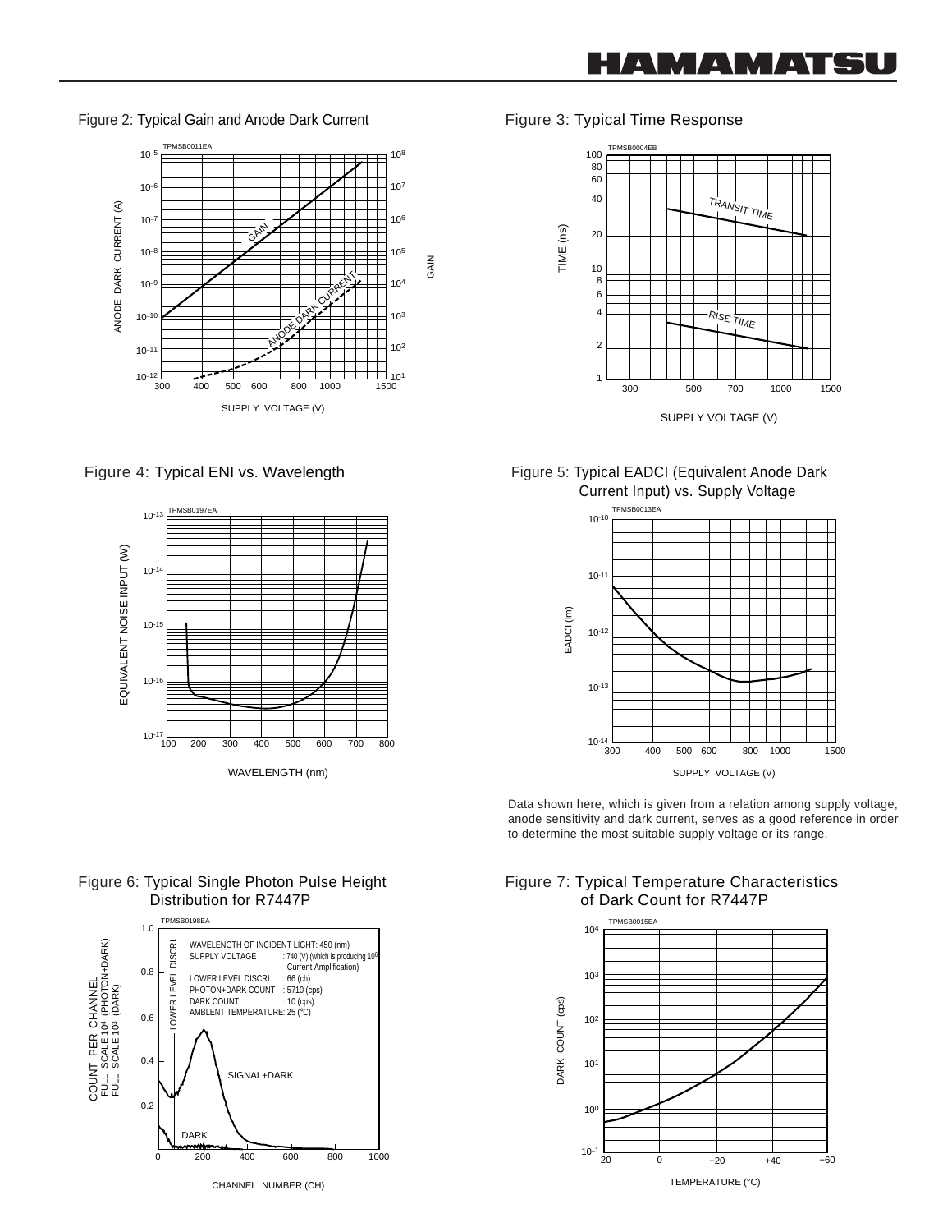Figure 2: Typical Gain and Anode Dark Current

Figure 3: Typical Time Response

Figure 4: Typical ENI vs. Wavelength

Figure 5: Typical EADCI (Equivalent Anode Dark Current Input) vs. Supply Voltage

Data shown here, which is given from a relation among supply voltage, anode sensitivity and dark current, serves as a good reference in order to determine the most suitable supply voltage or its range.

Figure 6: Typical Single Photon Pulse Height Distribution for R7447P

Figure 7: Typical Temperature Characteristics of Dark Count for R7447P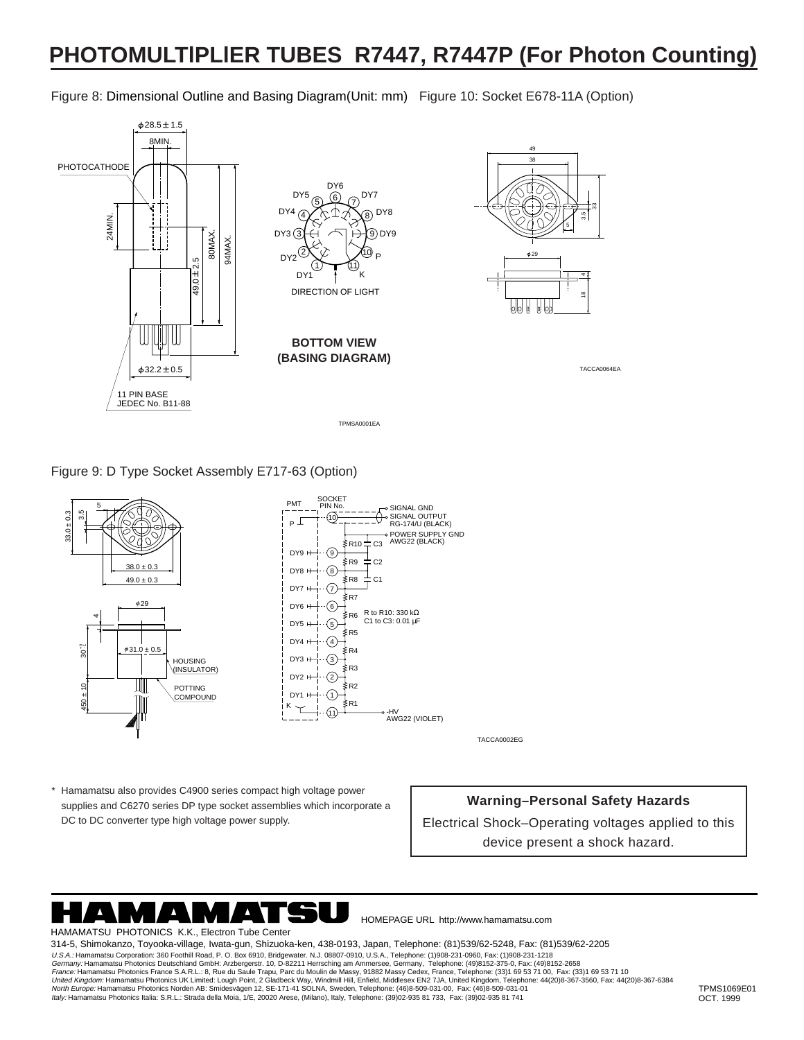# PHOTOMULTIPLIER TUBES R7447, R7447P (For Photon Counting)

Figure 8: Dimensional Outline and Basing Diagram(Unit: mm)

ϕ28.5 ± 1.5

8MIN.

PHOTOCATHODE

24MIN.

80MAX.

94MAX.

49.0 ± 2.5

ϕ32.2 ± 0.5

11 PIN BASE
JEDEC No. B11-88

DY6
DY5
DY7
DY4
DY8
DY3
DY9
DY2
P
DY1
K

DIRECTION OF LIGHT

**BOTTOM VIEW (BASING DIAGRAM)**

TPMSA0001EA

Figure 10: Socket E678-11A (Option)

49
38
33
3.5
5
ϕ29
4
18

TACCA0064EA

Figure 9: D Type Socket Assembly E717-63 (Option)

5
3.5
33.0 ± 0.3
38.0 ± 0.3
49.0 ± 0.3
ϕ29
4
ϕ31.0 ± 0.5
30
HOUSING (INSULATOR)
POTTING COMPOUND
450 ± 10

PMT
SOCKET PIN No.
SIGNAL GND
SIGNAL OUTPUT RG-174/U (BLACK)
POWER SUPPLY GND AWG22 (BLACK)
R to R10: 330 kΩ
C1 to C3: 0.01 μF
-HV AWG22 (VIOLET)

TACCA0002EG

\* Hamamatsu also provides C4900 series compact high voltage power supplies and C6270 series DP type socket assemblies which incorporate a DC to DC converter type high voltage power supply.

**Warning–Personal Safety Hazards**

Electrical Shock–Operating voltages applied to this device present a shock hazard.

**HAMAMATSU**

HOMEPAGE URL http://www.hamamatsu.com

HAMAMATSU PHOTONICS K.K., Electron Tube Center

314-5, Shimokanzo, Toyooka-village, Iwata-gun, Shizuoka-ken, 438-0193, Japan, Telephone: (81)539/62-5248, Fax: (81)539/62-2205

*U.S.A.:* Hamamatsu Corporation: 360 Foothill Road, P. O. Box 6910, Bridgewater. N.J. 08807-0910, U.S.A., Telephone: (1)908-231-0960, Fax: (1)908-231-1218
*Germany:* Hamamatsu Photonics Deutschland GmbH: Arzbergerstr. 10, D-82211 Herrsching am Ammersee, Germany, Telephone: (49)8152-375-0, Fax: (49)8152-2658
*France:* Hamamatsu Photonics France S.A.R.L.: 8, Rue du Saule Trapu, Parc du Moulin de Massy, 91882 Massy Cedex, France, Telephone: (33)1 69 53 71 00, Fax: (33)1 69 53 71 10
*United Kingdom:* Hamamatsu Photonics UK Limited: Lough Point, 2 Gladbeck Way, Windmill Hill, Enfield, Middlesex EN2 7JA, United Kingdom, Telephone: 44(20)8-367-3560, Fax: 44(20)8-367-6384
*North Europe:* Hamamatsu Photonics Norden AB: Smidesvägen 12, SE-171-41 SOLNA, Sweden, Telephone: (46)8-509-031-00, Fax: (46)8-509-031-01
*Italy:* Hamamatsu Photonics Italia: S.R.L.: Strada della Moia, 1/E, 20020 Arese, (Milano), Italy, Telephone: (39)02-935 81 733, Fax: (39)02-935 81 741

TPMS1069E01
OCT. 1999